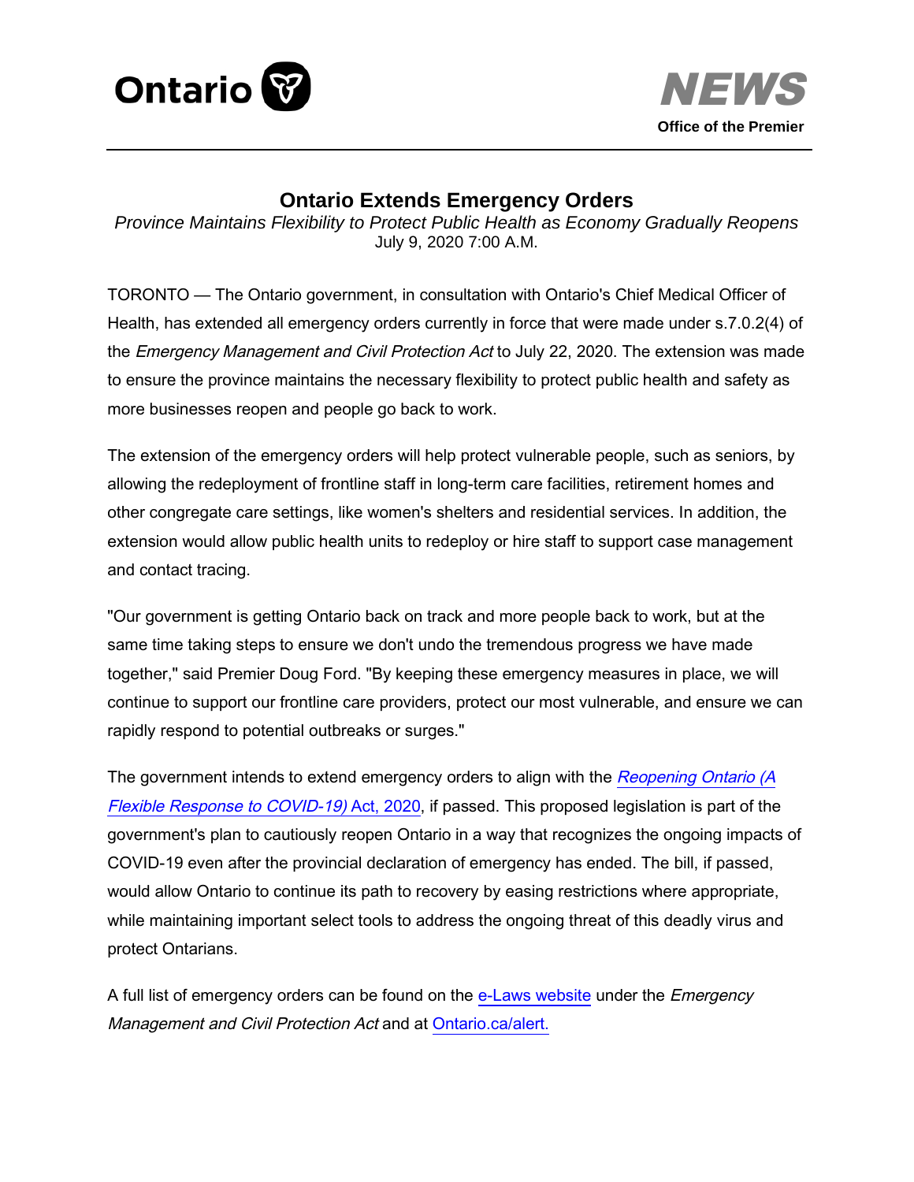Ontario

**NEWS**
**Office of the Premier**

# Ontario Extends Emergency Orders

*Province Maintains Flexibility to Protect Public Health as Economy Gradually Reopens*
July 9, 2020 7:00 A.M.

TORONTO — The Ontario government, in consultation with Ontario's Chief Medical Officer of Health, has extended all emergency orders currently in force that were made under s.7.0.2(4) of the *Emergency Management and Civil Protection Act* to July 22, 2020. The extension was made to ensure the province maintains the necessary flexibility to protect public health and safety as more businesses reopen and people go back to work.

The extension of the emergency orders will help protect vulnerable people, such as seniors, by allowing the redeployment of frontline staff in long-term care facilities, retirement homes and other congregate care settings, like women's shelters and residential services. In addition, the extension would allow public health units to redeploy or hire staff to support case management and contact tracing.

"Our government is getting Ontario back on track and more people back to work, but at the same time taking steps to ensure we don't undo the tremendous progress we have made together," said Premier Doug Ford. "By keeping these emergency measures in place, we will continue to support our frontline care providers, protect our most vulnerable, and ensure we can rapidly respond to potential outbreaks or surges."

The government intends to extend emergency orders to align with the *Reopening Ontario (A Flexible Response to COVID-19)* Act, 2020, if passed. This proposed legislation is part of the government's plan to cautiously reopen Ontario in a way that recognizes the ongoing impacts of COVID-19 even after the provincial declaration of emergency has ended. The bill, if passed, would allow Ontario to continue its path to recovery by easing restrictions where appropriate, while maintaining important select tools to address the ongoing threat of this deadly virus and protect Ontarians.

A full list of emergency orders can be found on the e-Laws website under the *Emergency Management and Civil Protection Act* and at Ontario.ca/alert.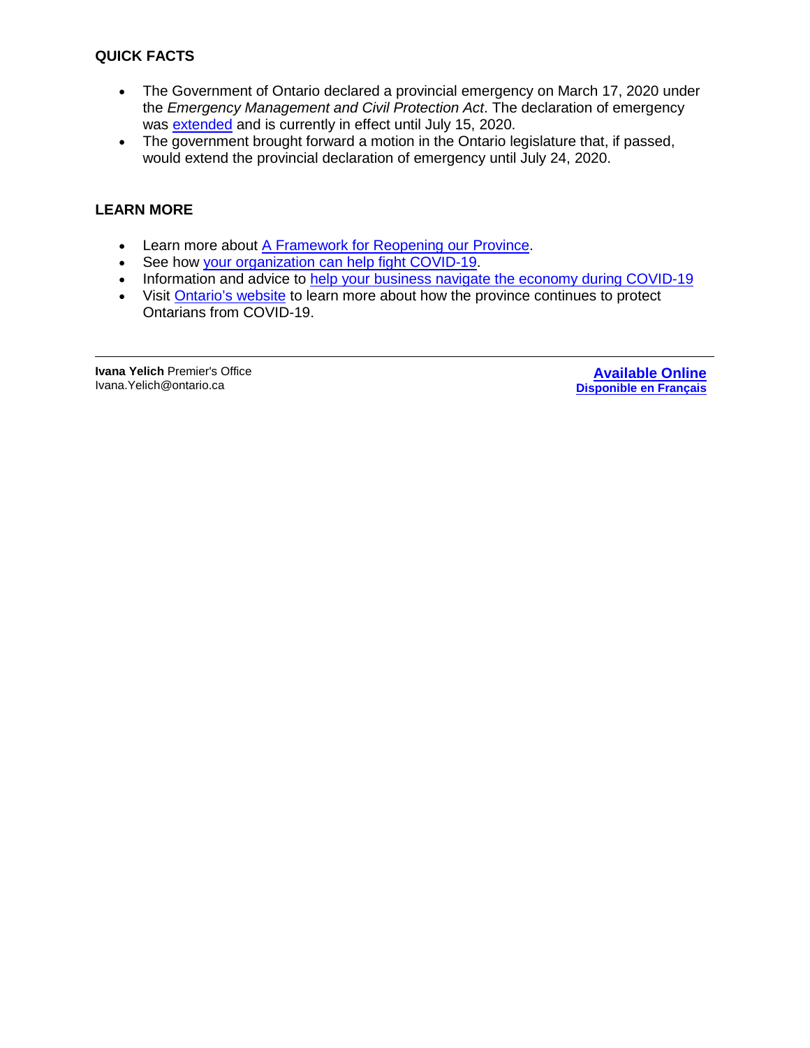## QUICK FACTS

- The Government of Ontario declared a provincial emergency on March 17, 2020 under the *Emergency Management and Civil Protection Act*. The declaration of emergency was extended and is currently in effect until July 15, 2020.
- The government brought forward a motion in the Ontario legislature that, if passed, would extend the provincial declaration of emergency until July 24, 2020.

## LEARN MORE

- Learn more about A Framework for Reopening our Province.
- See how your organization can help fight COVID-19.
- Information and advice to help your business navigate the economy during COVID-19
- Visit Ontario's website to learn more about how the province continues to protect Ontarians from COVID-19.

---

**Ivana Yelich** Premier's Office
Ivana.Yelich@ontario.ca

**Available Online**
**Disponible en Français**